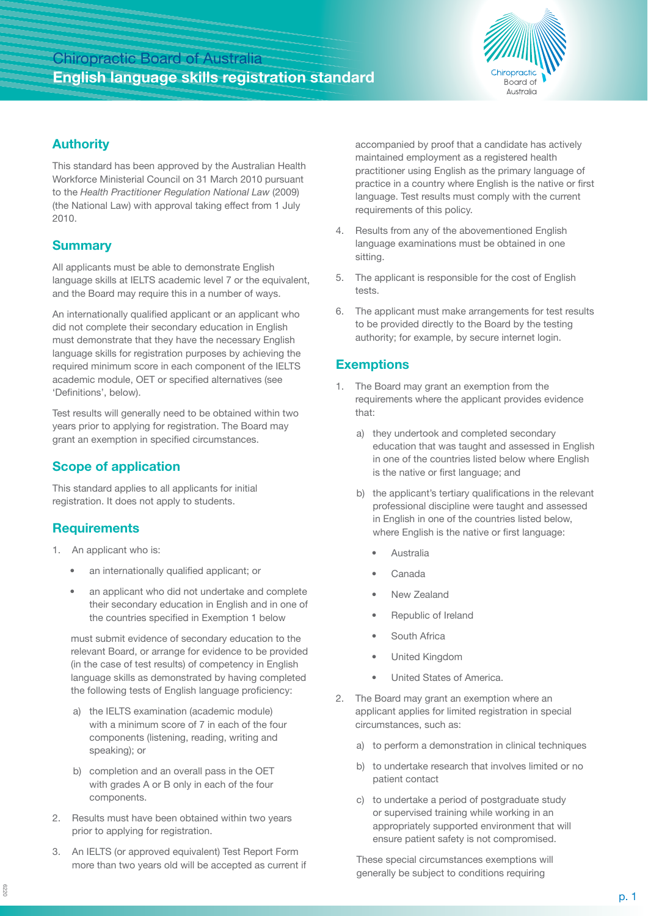Chiropractic Board of Australia

# English language skills registration standard

## Authority

This standard has been approved by the Australian Health Workforce Ministerial Council on 31 March 2010 pursuant to the *Health Practitioner Regulation National Law* (2009) (the National Law) with approval taking effect from 1 July 2010.

## Summary

All applicants must be able to demonstrate English language skills at IELTS academic level 7 or the equivalent, and the Board may require this in a number of ways.

An internationally qualified applicant or an applicant who did not complete their secondary education in English must demonstrate that they have the necessary English language skills for registration purposes by achieving the required minimum score in each component of the IELTS academic module, OET or specified alternatives (see 'Definitions', below).

Test results will generally need to be obtained within two years prior to applying for registration. The Board may grant an exemption in specified circumstances.

## Scope of application

This standard applies to all applicants for initial registration. It does not apply to students.

## Requirements

1. An applicant who is:
   - an internationally qualified applicant; or
   - an applicant who did not undertake and complete their secondary education in English and in one of the countries specified in Exemption 1 below

   must submit evidence of secondary education to the relevant Board, or arrange for evidence to be provided (in the case of test results) of competency in English language skills as demonstrated by having completed the following tests of English language proficiency:

   a) the IELTS examination (academic module) with a minimum score of 7 in each of the four components (listening, reading, writing and speaking); or

   b) completion and an overall pass in the OET with grades A or B only in each of the four components.

2. Results must have been obtained within two years prior to applying for registration.
3. An IELTS (or approved equivalent) Test Report Form more than two years old will be accepted as current if accompanied by proof that a candidate has actively maintained employment as a registered health practitioner using English as the primary language of practice in a country where English is the native or first language. Test results must comply with the current requirements of this policy.
4. Results from any of the abovementioned English language examinations must be obtained in one sitting.
5. The applicant is responsible for the cost of English tests.
6. The applicant must make arrangements for test results to be provided directly to the Board by the testing authority; for example, by secure internet login.

## Exemptions

1. The Board may grant an exemption from the requirements where the applicant provides evidence that:

   a) they undertook and completed secondary education that was taught and assessed in English in one of the countries listed below where English is the native or first language; and

   b) the applicant's tertiary qualifications in the relevant professional discipline were taught and assessed in English in one of the countries listed below, where English is the native or first language:

   - Australia
   - Canada
   - New Zealand
   - Republic of Ireland
   - South Africa
   - United Kingdom
   - United States of America.

2. The Board may grant an exemption where an applicant applies for limited registration in special circumstances, such as:

   a) to perform a demonstration in clinical techniques

   b) to undertake research that involves limited or no patient contact

   c) to undertake a period of postgraduate study or supervised training while working in an appropriately supported environment that will ensure patient safety is not compromised.

   These special circumstances exemptions will generally be subject to conditions requiring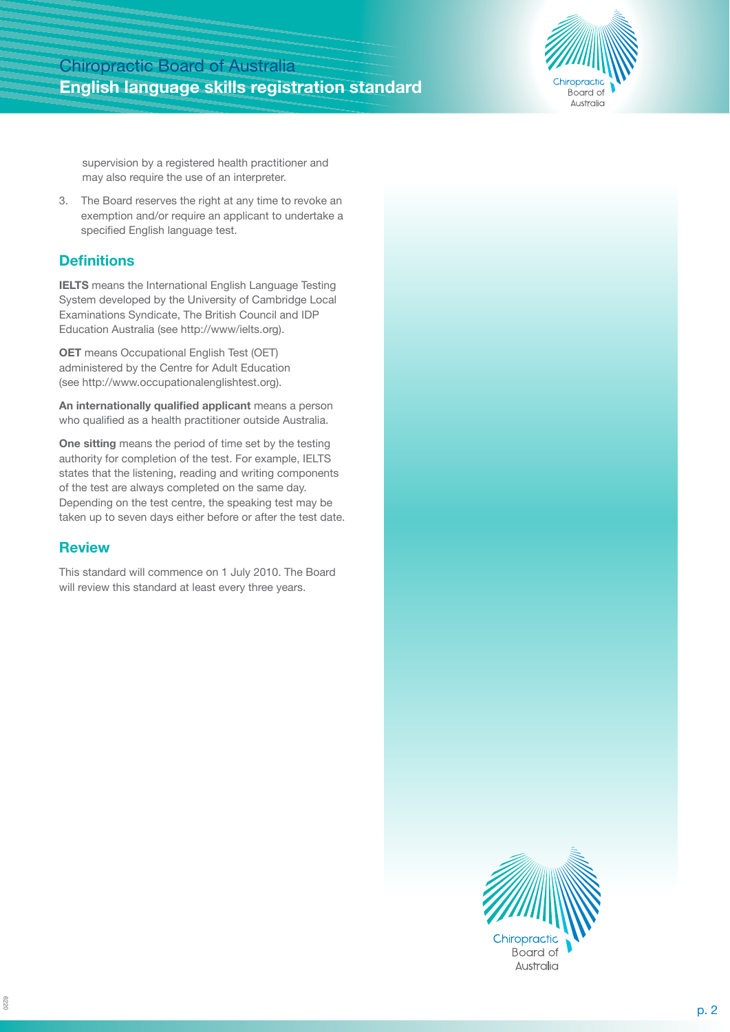supervision by a registered health practitioner and may also require the use of an interpreter.

3. The Board reserves the right at any time to revoke an exemption and/or require an applicant to undertake a specified English language test.

## Definitions

**IELTS** means the International English Language Testing System developed by the University of Cambridge Local Examinations Syndicate, The British Council and IDP Education Australia (see http://www/ielts.org).

**OET** means Occupational English Test (OET) administered by the Centre for Adult Education (see http://www.occupationalenglishtest.org).

**An internationally qualified applicant** means a person who qualified as a health practitioner outside Australia.

**One sitting** means the period of time set by the testing authority for completion of the test. For example, IELTS states that the listening, reading and writing components of the test are always completed on the same day. Depending on the test centre, the speaking test may be taken up to seven days either before or after the test date.

## Review

This standard will commence on 1 July 2010. The Board will review this standard at least every three years.